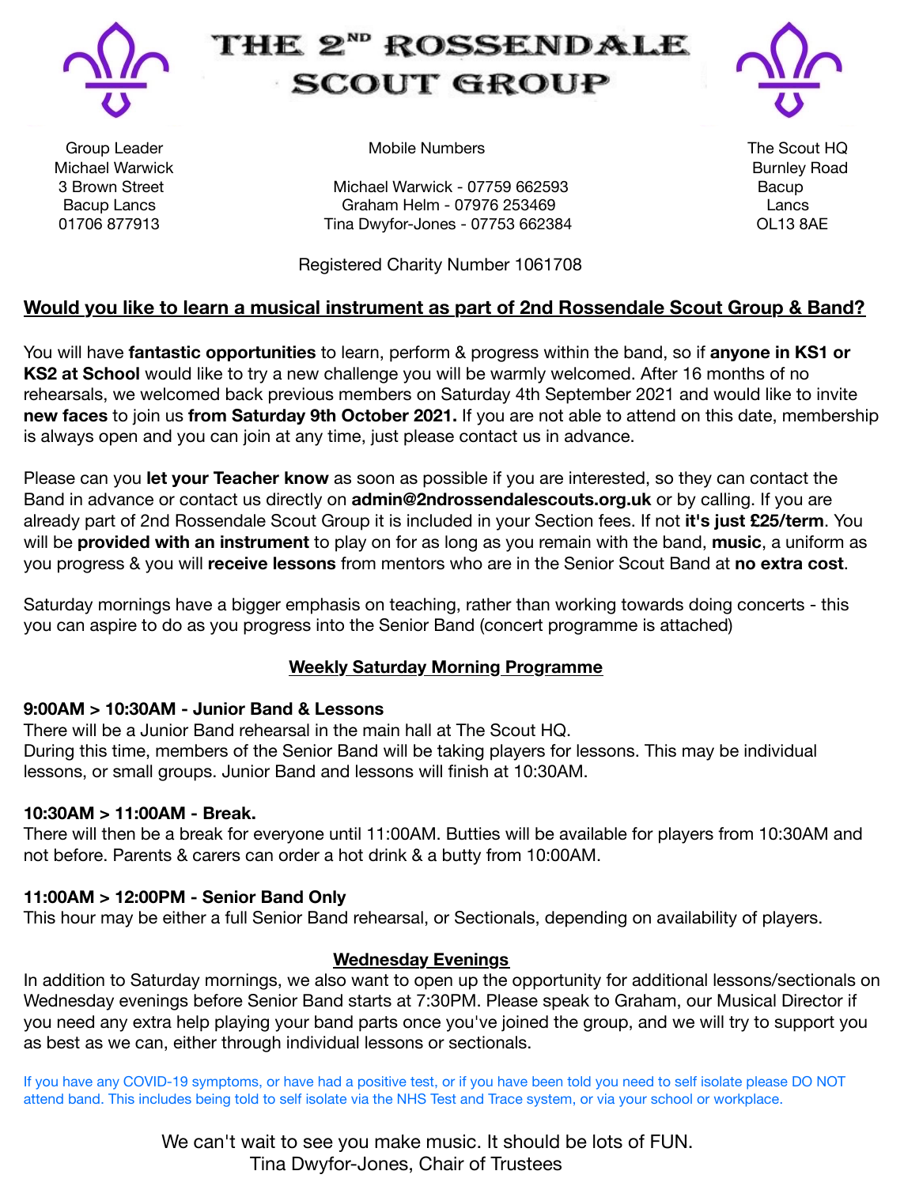# THE 2ND ROSSENDALE SCOUT GROUP

Group Leader
Michael Warwick
3 Brown Street
Bacup Lancs
01706 877913

Mobile Numbers

Michael Warwick - 07759 662593
Graham Helm - 07976 253469
Tina Dwyfor-Jones - 07753 662384

The Scout HQ
Burnley Road
Bacup
Lancs
OL13 8AE

Registered Charity Number 1061708

## Would you like to learn a musical instrument as part of 2nd Rossendale Scout Group & Band?

You will have **fantastic opportunities** to learn, perform & progress within the band, so if **anyone in KS1 or KS2 at School** would like to try a new challenge you will be warmly welcomed. After 16 months of no rehearsals, we welcomed back previous members on Saturday 4th September 2021 and would like to invite **new faces** to join us **from Saturday 9th October 2021.** If you are not able to attend on this date, membership is always open and you can join at any time, just please contact us in advance.

Please can you **let your Teacher know** as soon as possible if you are interested, so they can contact the Band in advance or contact us directly on **admin@2ndrossendalescouts.org.uk** or by calling. If you are already part of 2nd Rossendale Scout Group it is included in your Section fees. If not **it's just £25/term**. You will be **provided with an instrument** to play on for as long as you remain with the band, **music**, a uniform as you progress & you will **receive lessons** from mentors who are in the Senior Scout Band at **no extra cost**.

Saturday mornings have a bigger emphasis on teaching, rather than working towards doing concerts - this you can aspire to do as you progress into the Senior Band (concert programme is attached)

### Weekly Saturday Morning Programme

**9:00AM > 10:30AM - Junior Band & Lessons**
There will be a Junior Band rehearsal in the main hall at The Scout HQ.
During this time, members of the Senior Band will be taking players for lessons. This may be individual lessons, or small groups. Junior Band and lessons will finish at 10:30AM.

**10:30AM > 11:00AM - Break.**
There will then be a break for everyone until 11:00AM. Butties will be available for players from 10:30AM and not before. Parents & carers can order a hot drink & a butty from 10:00AM.

**11:00AM > 12:00PM - Senior Band Only**
This hour may be either a full Senior Band rehearsal, or Sectionals, depending on availability of players.

### Wednesday Evenings

In addition to Saturday mornings, we also want to open up the opportunity for additional lessons/sectionals on Wednesday evenings before Senior Band starts at 7:30PM. Please speak to Graham, our Musical Director if you need any extra help playing your band parts once you've joined the group, and we will try to support you as best as we can, either through individual lessons or sectionals.

If you have any COVID-19 symptoms, or have had a positive test, or if you have been told you need to self isolate please DO NOT attend band. This includes being told to self isolate via the NHS Test and Trace system, or via your school or workplace.

We can't wait to see you make music. It should be lots of FUN.
Tina Dwyfor-Jones, Chair of Trustees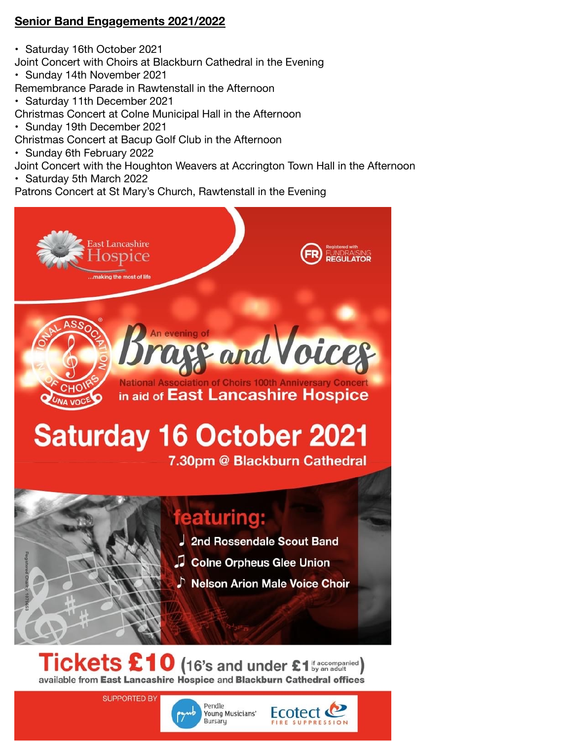**Senior Band Engagements 2021/2022**

- Saturday 16th October 2021

Joint Concert with Choirs at Blackburn Cathedral in the Evening

- Sunday 14th November 2021

Remembrance Parade in Rawtenstall in the Afternoon

- Saturday 11th December 2021

Christmas Concert at Colne Municipal Hall in the Afternoon

- Sunday 19th December 2021

Christmas Concert at Bacup Golf Club in the Afternoon

- Sunday 6th February 2022

Joint Concert with the Houghton Weavers at Accrington Town Hall in the Afternoon

- Saturday 5th March 2022

Patrons Concert at St Mary's Church, Rawtenstall in the Evening

East Lancashire Hospice
...making the most of life

Registered with FUNDRAISING REGULATOR

National Association of Choirs UNA VOCE

An evening of Brass and Voices

National Association of Choirs 100th Anniversary Concert
in aid of East Lancashire Hospice

## Saturday 16 October 2021

7.30pm @ Blackburn Cathedral

featuring:

- 2nd Rossendale Scout Band
- Colne Orpheus Glee Union
- Nelson Arion Male Voice Choir

Registered Charity: 1075653

**Tickets £10** (16's and under £1 if accompanied by an adult)
available from **East Lancashire Hospice** and **Blackburn Cathedral offices**

SUPPORTED BY Pendle Young Musicians' Bursary, Ecotect Fire Suppression